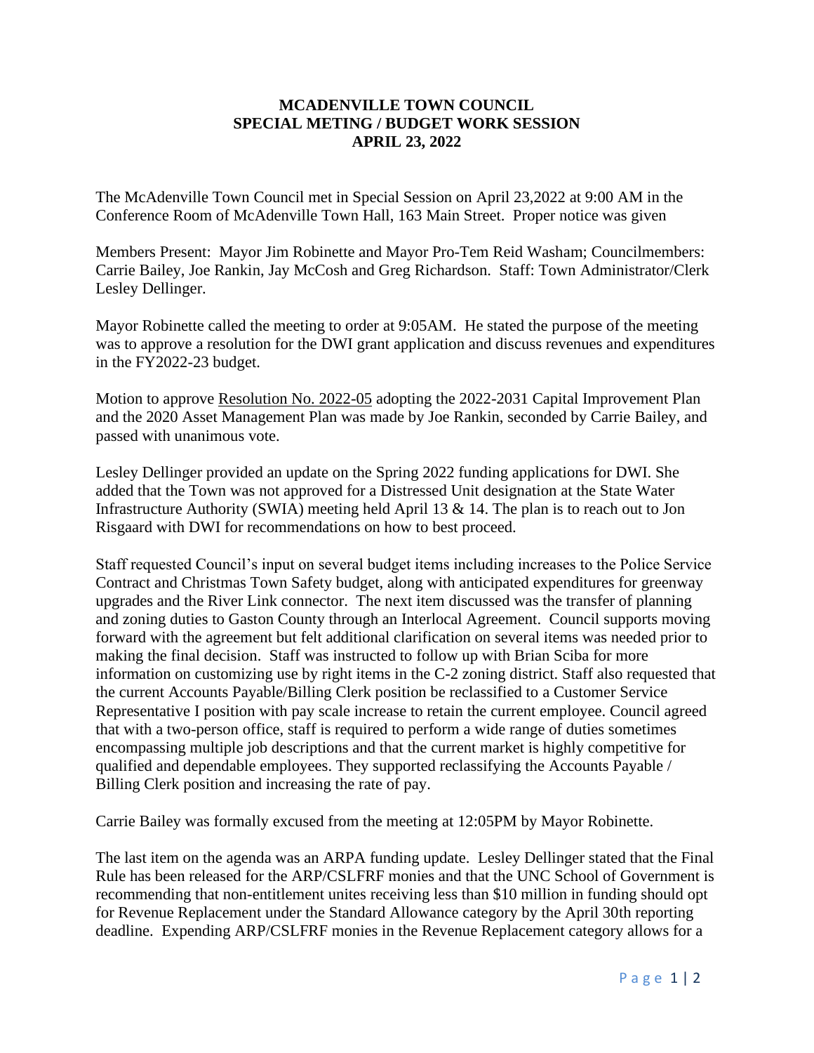# MCADENVILLE TOWN COUNCIL
# SPECIAL METING / BUDGET WORK SESSION
# APRIL 23, 2022

The McAdenville Town Council met in Special Session on April 23,2022 at 9:00 AM in the Conference Room of McAdenville Town Hall, 163 Main Street. Proper notice was given

Members Present: Mayor Jim Robinette and Mayor Pro-Tem Reid Washam; Councilmembers: Carrie Bailey, Joe Rankin, Jay McCosh and Greg Richardson. Staff: Town Administrator/Clerk Lesley Dellinger.

Mayor Robinette called the meeting to order at 9:05AM. He stated the purpose of the meeting was to approve a resolution for the DWI grant application and discuss revenues and expenditures in the FY2022-23 budget.

Motion to approve Resolution No. 2022-05 adopting the 2022-2031 Capital Improvement Plan and the 2020 Asset Management Plan was made by Joe Rankin, seconded by Carrie Bailey, and passed with unanimous vote.

Lesley Dellinger provided an update on the Spring 2022 funding applications for DWI. She added that the Town was not approved for a Distressed Unit designation at the State Water Infrastructure Authority (SWIA) meeting held April 13 & 14. The plan is to reach out to Jon Risgaard with DWI for recommendations on how to best proceed.

Staff requested Council's input on several budget items including increases to the Police Service Contract and Christmas Town Safety budget, along with anticipated expenditures for greenway upgrades and the River Link connector. The next item discussed was the transfer of planning and zoning duties to Gaston County through an Interlocal Agreement. Council supports moving forward with the agreement but felt additional clarification on several items was needed prior to making the final decision. Staff was instructed to follow up with Brian Sciba for more information on customizing use by right items in the C-2 zoning district. Staff also requested that the current Accounts Payable/Billing Clerk position be reclassified to a Customer Service Representative I position with pay scale increase to retain the current employee. Council agreed that with a two-person office, staff is required to perform a wide range of duties sometimes encompassing multiple job descriptions and that the current market is highly competitive for qualified and dependable employees. They supported reclassifying the Accounts Payable / Billing Clerk position and increasing the rate of pay.

Carrie Bailey was formally excused from the meeting at 12:05PM by Mayor Robinette.

The last item on the agenda was an ARPA funding update. Lesley Dellinger stated that the Final Rule has been released for the ARP/CSLFRF monies and that the UNC School of Government is recommending that non-entitlement unites receiving less than $10 million in funding should opt for Revenue Replacement under the Standard Allowance category by the April 30th reporting deadline. Expending ARP/CSLFRF monies in the Revenue Replacement category allows for a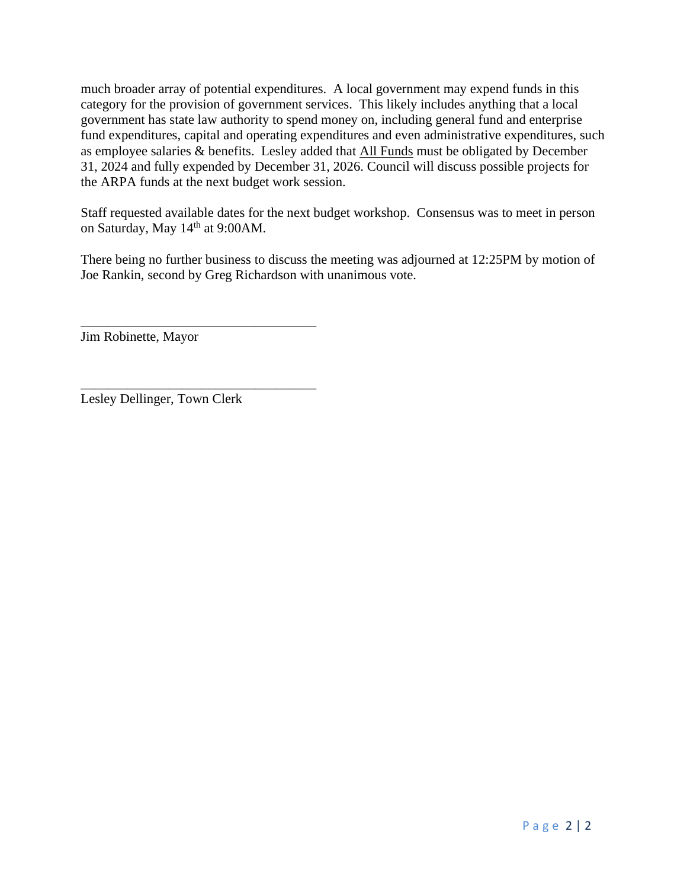much broader array of potential expenditures. A local government may expend funds in this category for the provision of government services. This likely includes anything that a local government has state law authority to spend money on, including general fund and enterprise fund expenditures, capital and operating expenditures and even administrative expenditures, such as employee salaries & benefits. Lesley added that <u>All Funds</u> must be obligated by December 31, 2024 and fully expended by December 31, 2026. Council will discuss possible projects for the ARPA funds at the next budget work session.

Staff requested available dates for the next budget workshop. Consensus was to meet in person on Saturday, May 14th at 9:00AM.

There being no further business to discuss the meeting was adjourned at 12:25PM by motion of Joe Rankin, second by Greg Richardson with unanimous vote.

\_\_\_\_\_\_\_\_\_\_\_\_\_\_\_\_\_\_\_\_\_\_\_\_\_\_\_\_\_\_\_\_\_\_\_\_

Jim Robinette, Mayor

\_\_\_\_\_\_\_\_\_\_\_\_\_\_\_\_\_\_\_\_\_\_\_\_\_\_\_\_\_\_\_\_\_\_\_\_

Lesley Dellinger, Town Clerk